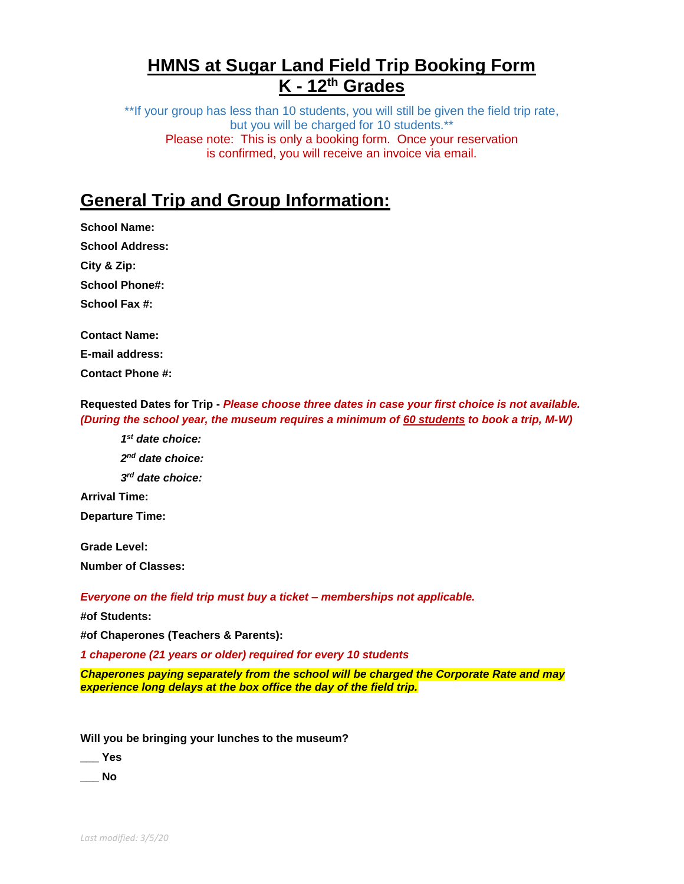# HMNS at Sugar Land Field Trip Booking Form
# K - 12th Grades

**If your group has less than 10 students, you will still be given the field trip rate, but you will be charged for 10 students.**

Please note: This is only a booking form. Once your reservation is confirmed, you will receive an invoice via email.

## General Trip and Group Information:

**School Name:**

**School Address:**

**City & Zip:**

**School Phone#:**

**School Fax #:**

**Contact Name:**

**E-mail address:**

**Contact Phone #:**

**Requested Dates for Trip -** ***Please choose three dates in case your first choice is not available. (During the school year, the museum requires a minimum of 60 students to book a trip, M-W)***

***1st date choice:***

***2nd date choice:***

***3rd date choice:***

**Arrival Time:**

**Departure Time:**

**Grade Level:**

**Number of Classes:**

***Everyone on the field trip must buy a ticket – memberships not applicable.***

**#of Students:**

**#of Chaperones (Teachers & Parents):**

***1 chaperone (21 years or older) required for every 10 students***

***Chaperones paying separately from the school will be charged the Corporate Rate and may experience long delays at the box office the day of the field trip.***

**Will you be bringing your lunches to the museum?**

**___ Yes**

**___ No**

*Last modified: 3/5/20*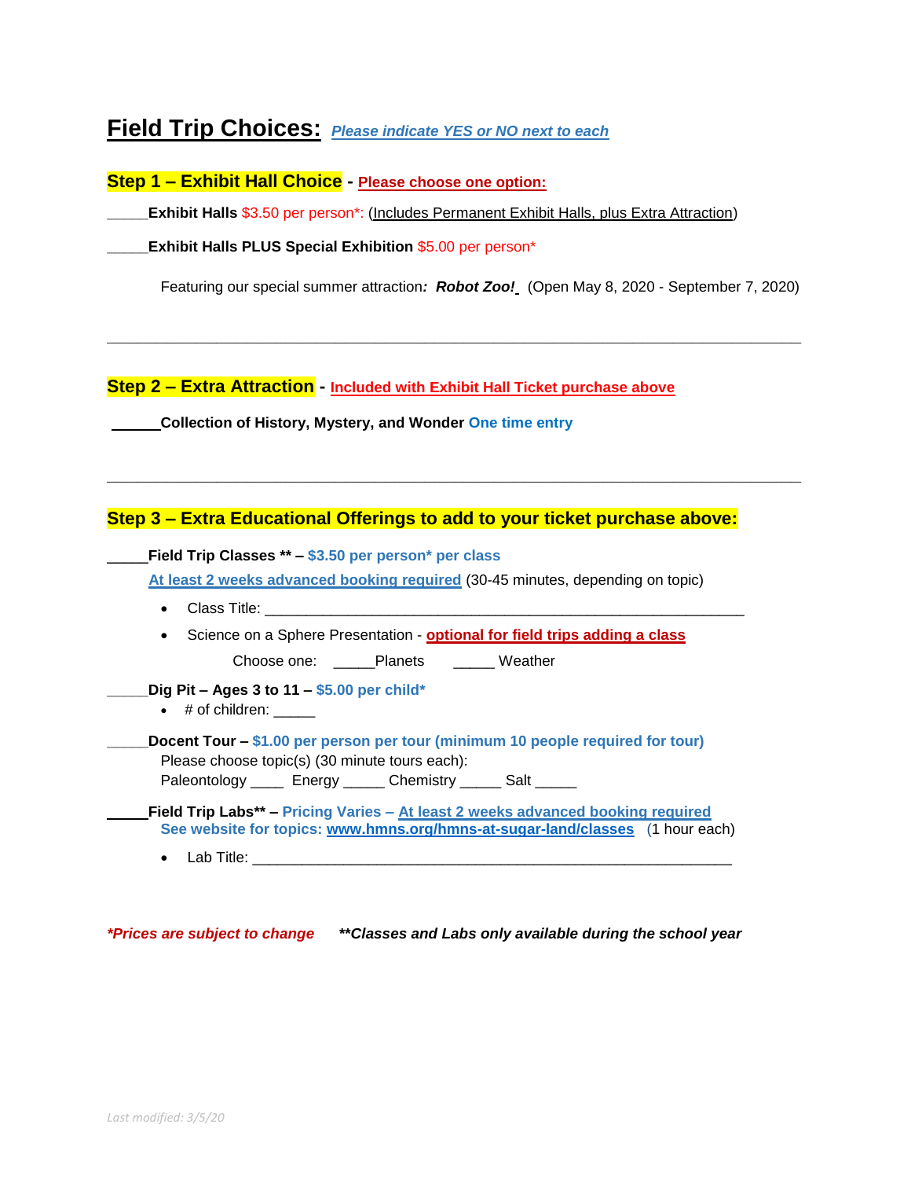# Field Trip Choices: *Please indicate YES or NO next to each*

## Step 1 – Exhibit Hall Choice - Please choose one option:

_____**Exhibit Halls** $3.50 per person*: (Includes Permanent Exhibit Halls, plus Extra Attraction)

_____**Exhibit Halls PLUS Special Exhibition** $5.00 per person*

Featuring our special summer attraction***: Robot Zoo!*** (Open May 8, 2020 - September 7, 2020)

---

## Step 2 – Extra Attraction - Included with Exhibit Hall Ticket purchase above

______**Collection of History, Mystery, and Wonder** **One time entry**

---

## Step 3 – Extra Educational Offerings to add to your ticket purchase above:

_____**Field Trip Classes ** – $3.50 per person* per class**

At least 2 weeks advanced booking required (30-45 minutes, depending on topic)

- Class Title: ___________________________________________________________
- Science on a Sphere Presentation - **optional for field trips adding a class**

  Choose one: _____Planets _____ Weather

_____**Dig Pit – Ages 3 to 11 – $5.00 per child***

- # of children: _____

_____**Docent Tour – $1.00 per person per tour (minimum 10 people required for tour)**

Please choose topic(s) (30 minute tours each):

Paleontology ____ Energy _____ Chemistry _____ Salt _____

_____**Field Trip Labs** – Pricing Varies – At least 2 weeks advanced booking required**

**See website for topics: www.hmns.org/hmns-at-sugar-land/classes** (1 hour each)

- Lab Title: ___________________________________________________________

***Prices are subject to change*** ****Classes and Labs only available during the school year***

*Last modified: 3/5/20*